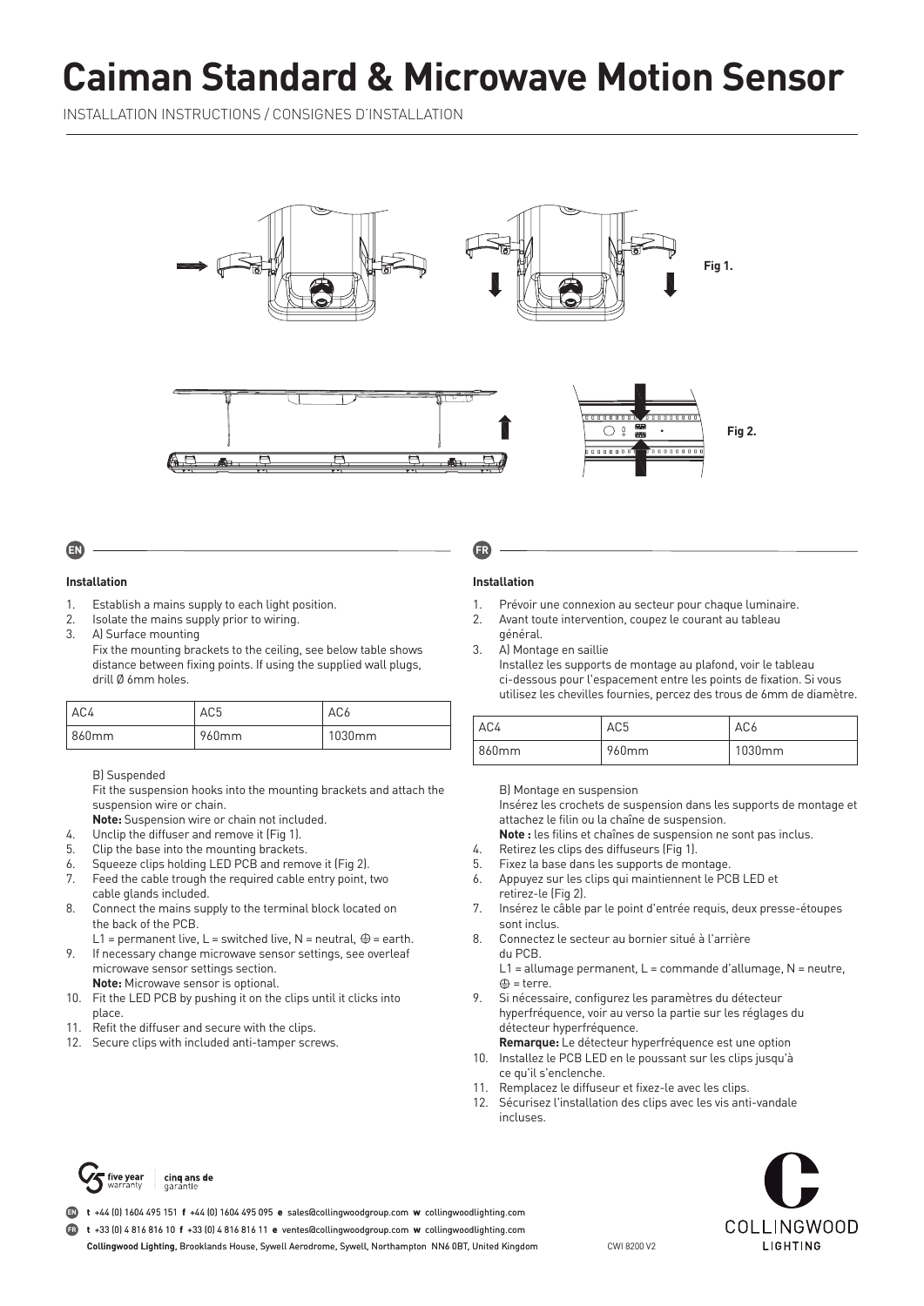# Caiman Standard & Microwave Motion Sensor

INSTALLATION INSTRUCTIONS / CONSIGNES D'INSTALLATION

Fig 1.

Fig 2.

## EN

### Installation

1. Establish a mains supply to each light position.
2. Isolate the mains supply prior to wiring.
3. A) Surface mounting
   Fix the mounting brackets to the ceiling, see below table shows distance between fixing points. If using the supplied wall plugs, drill Ø 6mm holes.

| AC4 | AC5 | AC6 |
|---|---|---|
| 860mm | 960mm | 1030mm |

   B) Suspended
   Fit the suspension hooks into the mounting brackets and attach the suspension wire or chain.
   **Note:** Suspension wire or chain not included.
4. Unclip the diffuser and remove it (Fig 1).
5. Clip the base into the mounting brackets.
6. Squeeze clips holding LED PCB and remove it (Fig 2).
7. Feed the cable trough the required cable entry point, two cable glands included.
8. Connect the mains supply to the terminal block located on the back of the PCB.
   L1 = permanent live, L = switched live, N = neutral, ⏚ = earth.
9. If necessary change microwave sensor settings, see overleaf microwave sensor settings section.
   **Note:** Microwave sensor is optional.
10. Fit the LED PCB by pushing it on the clips until it clicks into place.
11. Refit the diffuser and secure with the clips.
12. Secure clips with included anti-tamper screws.

## FR

### Installation

1. Prévoir une connexion au secteur pour chaque luminaire.
2. Avant toute intervention, coupez le courant au tableau général.
3. A) Montage en saillie
   Installez les supports de montage au plafond, voir le tableau ci-dessous pour l'espacement entre les points de fixation. Si vous utilisez les chevilles fournies, percez des trous de 6mm de diamètre.

| AC4 | AC5 | AC6 |
|---|---|---|
| 860mm | 960mm | 1030mm |

   B) Montage en suspension
   Insérez les crochets de suspension dans les supports de montage et attachez le filin ou la chaîne de suspension.
   **Note :** les filins et chaînes de suspension ne sont pas inclus.
4. Retirez les clips des diffuseurs (Fig 1).
5. Fixez la base dans les supports de montage.
6. Appuyez sur les clips qui maintiennent le PCB LED et retirez-le (Fig 2).
7. Insérez le câble par le point d'entrée requis, deux presse-étoupes sont inclus.
8. Connectez le secteur au bornier situé à l'arrière du PCB.
   L1 = allumage permanent, L = commande d'allumage, N = neutre, ⏚ = terre.
9. Si nécessaire, configurez les paramètres du détecteur hyperfréquence, voir au verso la partie sur les réglages du détecteur hyperfréquence.
   **Remarque:** Le détecteur hyperfréquence est une option
10. Installez le PCB LED en le poussant sur les clips jusqu'à ce qu'il s'enclenche.
11. Remplacez le diffuseur et fixez-le avec les clips.
12. Sécurisez l'installation des clips avec les vis anti-vandale incluses.

five year warranty | cinq ans de garantie

EN **t** +44 (0) 1604 495 151 **f** +44 (0) 1604 495 095 **e** sales@collingwoodgroup.com **w** collingwoodlighting.com

FR **t** +33 (0) 4 816 816 10 **f** +33 (0) 4 816 816 11 **e** ventes@collingwoodgroup.com **w** collingwoodlighting.com

**Collingwood Lighting**, Brooklands House, Sywell Aerodrome, Sywell, Northampton NN6 0BT, United Kingdom

CWI 8200 V2

COLLINGWOOD LIGHTING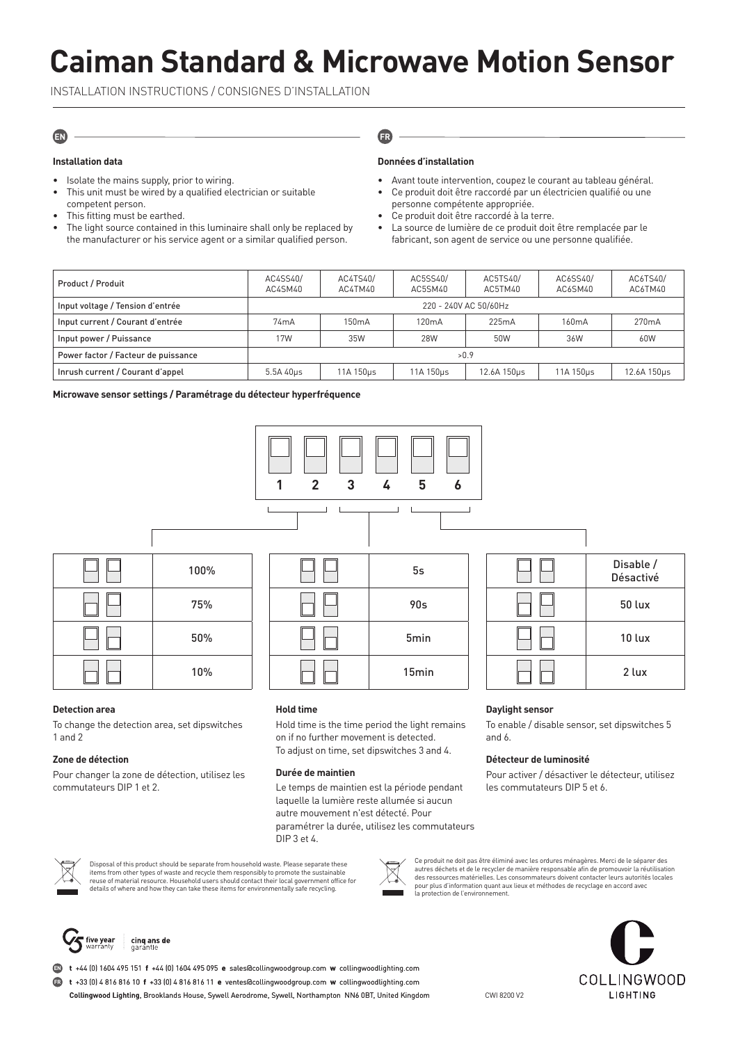# Caiman Standard & Microwave Motion Sensor

INSTALLATION INSTRUCTIONS / CONSIGNES D'INSTALLATION

EN

### Installation data

- Isolate the mains supply, prior to wiring.
- This unit must be wired by a qualified electrician or suitable competent person.
- This fitting must be earthed.
- The light source contained in this luminaire shall only be replaced by the manufacturer or his service agent or a similar qualified person.

FR

### Données d'installation

- Avant toute intervention, coupez le courant au tableau général.
- Ce produit doit être raccordé par un électricien qualifié ou une personne compétente appropriée.
- Ce produit doit être raccordé à la terre.
- La source de lumière de ce produit doit être remplacée par le fabricant, son agent de service ou une personne qualifiée.

| Product / Produit | AC4SS40/ AC4SM40 | AC4TS40/ AC4TM40 | AC5SS40/ AC5SM40 | AC5TS40/ AC5TM40 | AC6SS40/ AC6SM40 | AC6TS40/ AC6TM40 |
|---|---|---|---|---|---|---|
| Input voltage / Tension d'entrée | 220 - 240V AC 50/60Hz | | | | | |
| Input current / Courant d'entrée | 74mA | 150mA | 120mA | 225mA | 160mA | 270mA |
| Input power / Puissance | 17W | 35W | 28W | 50W | 36W | 60W |
| Power factor / Facteur de puissance | >0.9 | | | | | |
| Inrush current / Courant d'appel | 5.5A 40μs | 11A 150μs | 11A 150μs | 12.6A 150μs | 11A 150μs | 12.6A 150μs |

**Microwave sensor settings / Paramétrage du détecteur hyperfréquence**

1 2 3 4 5 6

| Dipswitches 1 & 2 | |
|---|---|
| ⬒ ⬒ | 100% |
| ⬓ ⬒ | 75% |
| ⬒ ⬓ | 50% |
| ⬓ ⬓ | 10% |

| Dipswitches 3 & 4 | |
|---|---|
| ⬒ ⬒ | 5s |
| ⬓ ⬒ | 90s |
| ⬒ ⬓ | 5min |
| ⬓ ⬓ | 15min |

| Dipswitches 5 & 6 | |
|---|---|
| ⬒ ⬒ | Disable / Désactivé |
| ⬓ ⬒ | 50 lux |
| ⬒ ⬓ | 10 lux |
| ⬓ ⬓ | 2 lux |

### Detection area

To change the detection area, set dipswitches 1 and 2

### Zone de détection

Pour changer la zone de détection, utilisez les commutateurs DIP 1 et 2.

### Hold time

Hold time is the time period the light remains on if no further movement is detected. To adjust on time, set dipswitches 3 and 4.

### Durée de maintien

Le temps de maintien est la période pendant laquelle la lumière reste allumée si aucun autre mouvement n'est détecté. Pour paramétrer la durée, utilisez les commutateurs DIP 3 et 4.

### Daylight sensor

To enable / disable sensor, set dipswitches 5 and 6.

### Détecteur de luminosité

Pour activer / désactiver le détecteur, utilisez les commutateurs DIP 5 et 6.

Disposal of this product should be separate from household waste. Please separate these items from other types of waste and recycle them responsibly to promote the sustainable reuse of material resource. Household users should contact their local government office for details of where and how they can take these items for environmentally safe recycling.

Ce produit ne doit pas être éliminé avec les ordures ménagères. Merci de le séparer des autres déchets et de le recycler de manière responsable afin de promouvoir la réutilisation des ressources matérielles. Les consommateurs doivent contacter leurs autorités locales pour plus d'information quant aux lieux et méthodes de recyclage en accord avec la protection de l'environnement.

five year warranty | cinq ans de garantie

EN **t** +44 (0) 1604 495 151 **f** +44 (0) 1604 495 095 **e** sales@collingwoodgroup.com **w** collingwoodlighting.com

FR **t** +33 (0) 4 816 816 10 **f** +33 (0) 4 816 816 11 **e** ventes@collingwoodgroup.com **w** collingwoodlighting.com

**Collingwood Lighting**, Brooklands House, Sywell Aerodrome, Sywell, Northampton NN6 0BT, United Kingdom

CWI 8200 V2

COLLINGWOOD LIGHTING